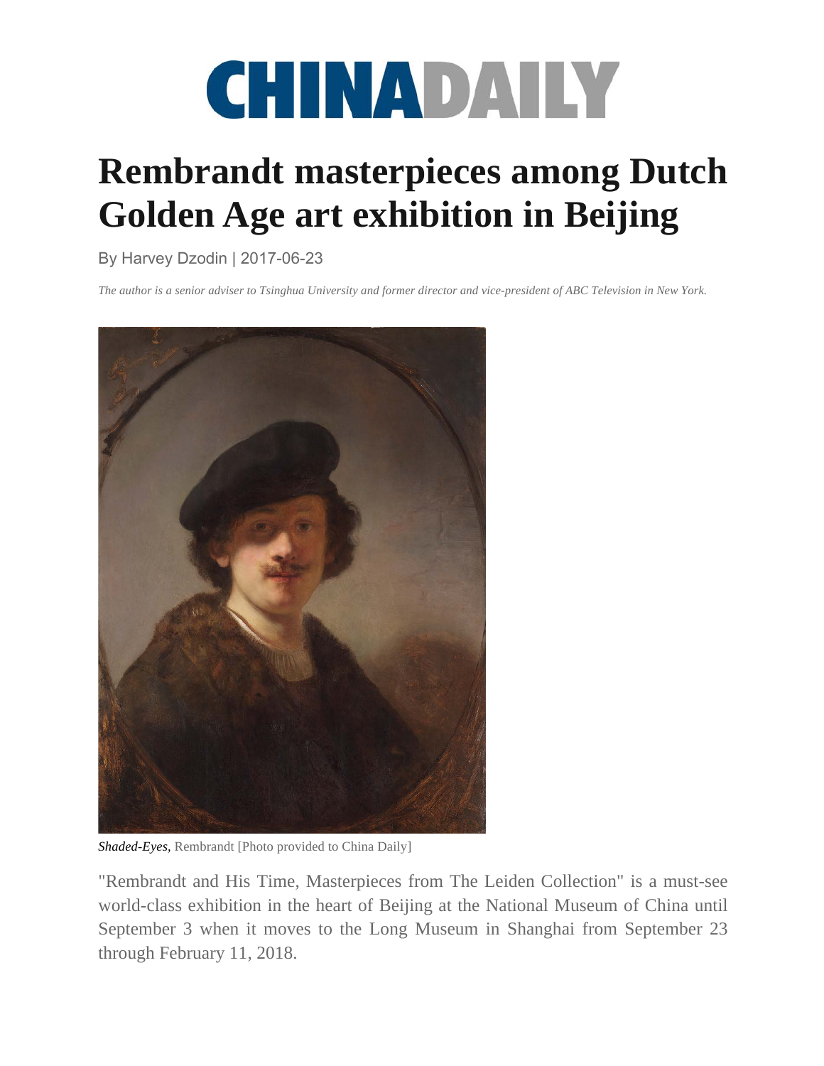CHINADAILY

# Rembrandt masterpieces among Dutch Golden Age art exhibition in Beijing

By Harvey Dzodin | 2017-06-23

*The author is a senior adviser to Tsinghua University and former director and vice-president of ABC Television in New York.*

***Shaded-Eyes***, Rembrandt [Photo provided to China Daily]

"Rembrandt and His Time, Masterpieces from The Leiden Collection" is a must-see world-class exhibition in the heart of Beijing at the National Museum of China until September 3 when it moves to the Long Museum in Shanghai from September 23 through February 11, 2018.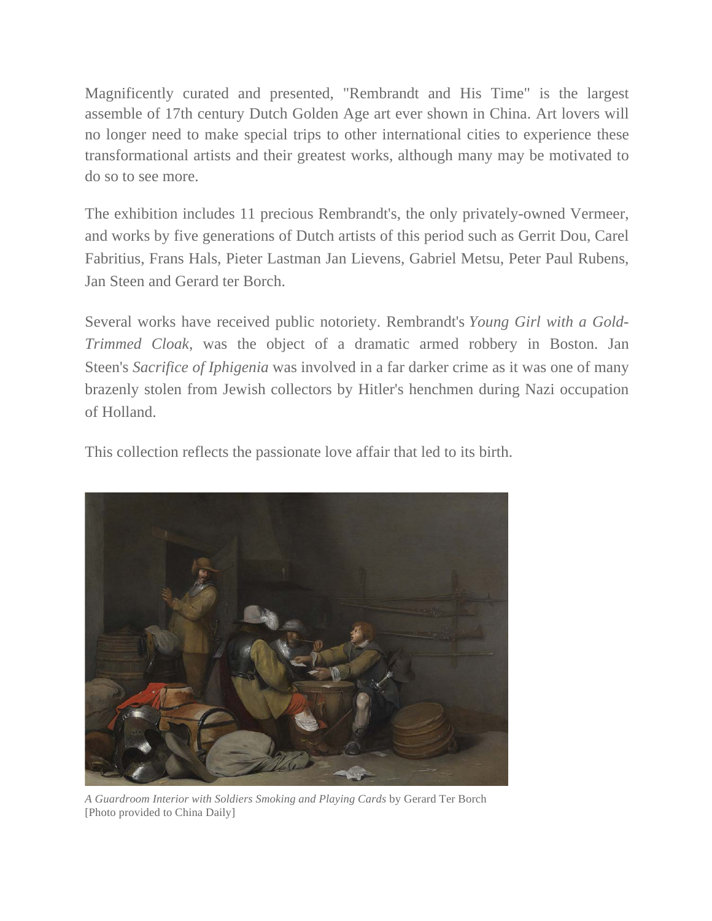Magnificently curated and presented, "Rembrandt and His Time" is the largest assemble of 17th century Dutch Golden Age art ever shown in China. Art lovers will no longer need to make special trips to other international cities to experience these transformational artists and their greatest works, although many may be motivated to do so to see more.

The exhibition includes 11 precious Rembrandt's, the only privately-owned Vermeer, and works by five generations of Dutch artists of this period such as Gerrit Dou, Carel Fabritius, Frans Hals, Pieter Lastman Jan Lievens, Gabriel Metsu, Peter Paul Rubens, Jan Steen and Gerard ter Borch.

Several works have received public notoriety. Rembrandt's *Young Girl with a Gold-Trimmed Cloak*, was the object of a dramatic armed robbery in Boston. Jan Steen's *Sacrifice of Iphigenia* was involved in a far darker crime as it was one of many brazenly stolen from Jewish collectors by Hitler's henchmen during Nazi occupation of Holland.

This collection reflects the passionate love affair that led to its birth.

*A Guardroom Interior with Soldiers Smoking and Playing Cards* by Gerard Ter Borch [Photo provided to China Daily]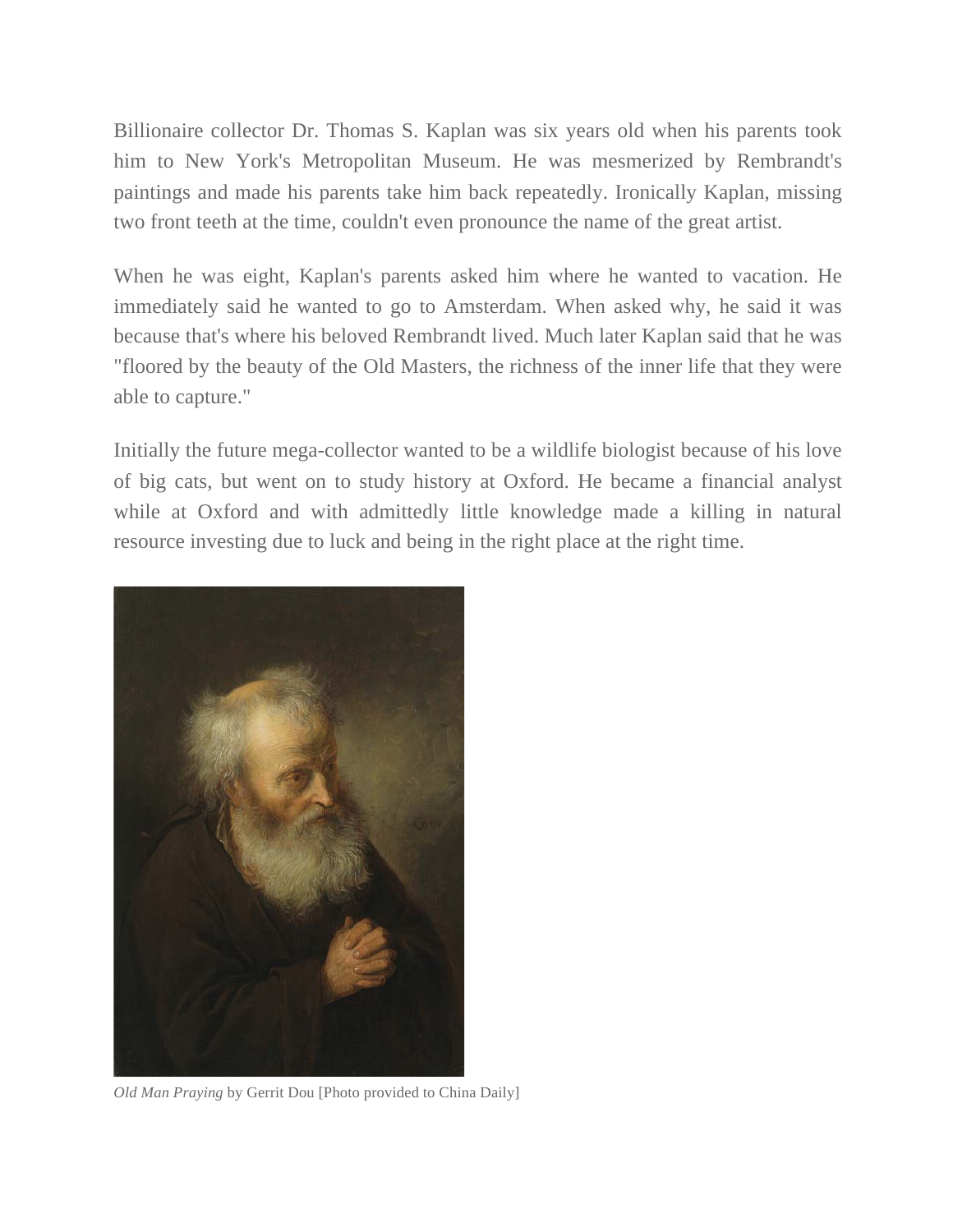Billionaire collector Dr. Thomas S. Kaplan was six years old when his parents took him to New York's Metropolitan Museum. He was mesmerized by Rembrandt's paintings and made his parents take him back repeatedly. Ironically Kaplan, missing two front teeth at the time, couldn't even pronounce the name of the great artist.

When he was eight, Kaplan's parents asked him where he wanted to vacation. He immediately said he wanted to go to Amsterdam. When asked why, he said it was because that's where his beloved Rembrandt lived. Much later Kaplan said that he was "floored by the beauty of the Old Masters, the richness of the inner life that they were able to capture."

Initially the future mega-collector wanted to be a wildlife biologist because of his love of big cats, but went on to study history at Oxford. He became a financial analyst while at Oxford and with admittedly little knowledge made a killing in natural resource investing due to luck and being in the right place at the right time.

*Old Man Praying* by Gerrit Dou [Photo provided to China Daily]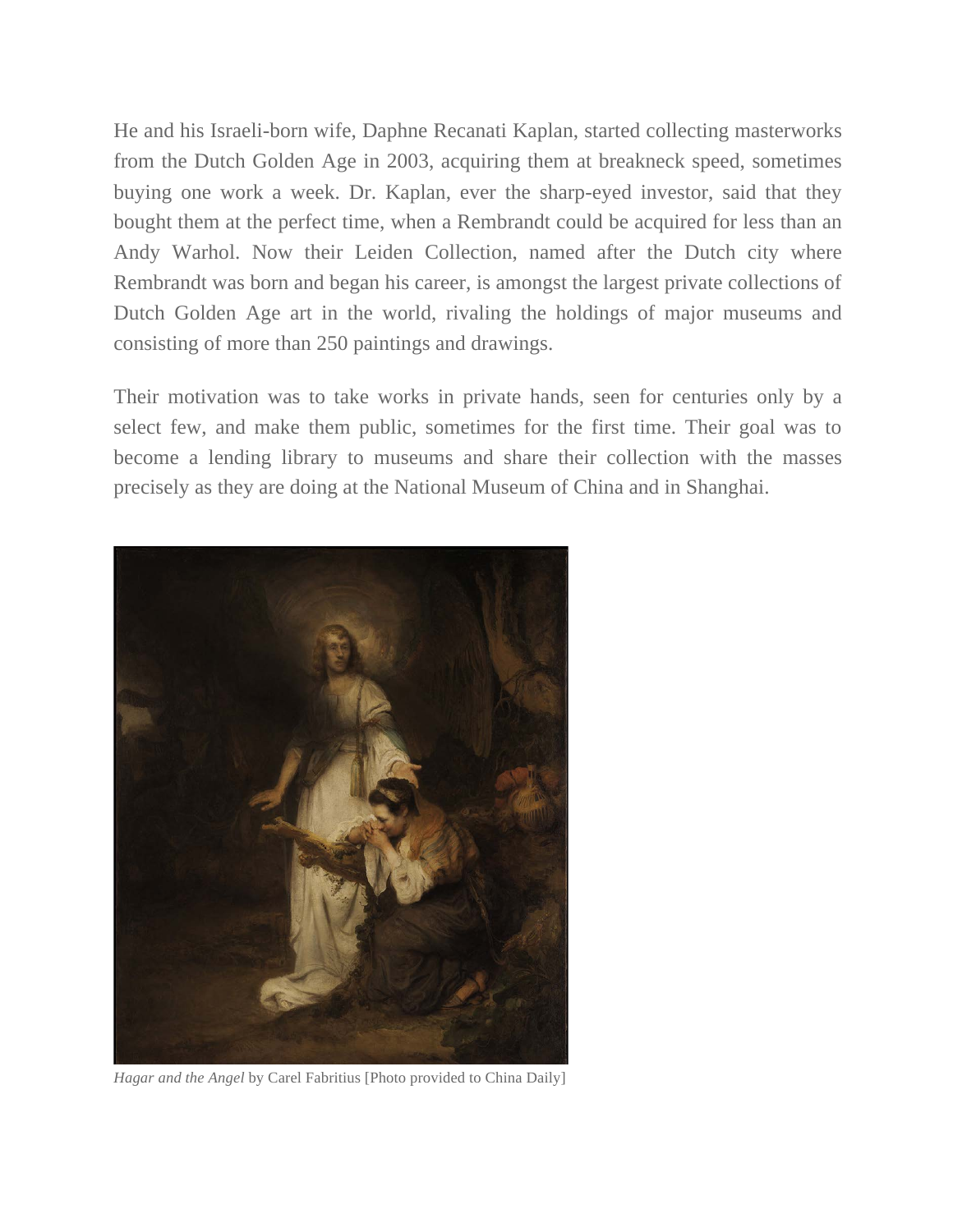He and his Israeli-born wife, Daphne Recanati Kaplan, started collecting masterworks from the Dutch Golden Age in 2003, acquiring them at breakneck speed, sometimes buying one work a week. Dr. Kaplan, ever the sharp-eyed investor, said that they bought them at the perfect time, when a Rembrandt could be acquired for less than an Andy Warhol. Now their Leiden Collection, named after the Dutch city where Rembrandt was born and began his career, is amongst the largest private collections of Dutch Golden Age art in the world, rivaling the holdings of major museums and consisting of more than 250 paintings and drawings.

Their motivation was to take works in private hands, seen for centuries only by a select few, and make them public, sometimes for the first time. Their goal was to become a lending library to museums and share their collection with the masses precisely as they are doing at the National Museum of China and in Shanghai.

*Hagar and the Angel* by Carel Fabritius [Photo provided to China Daily]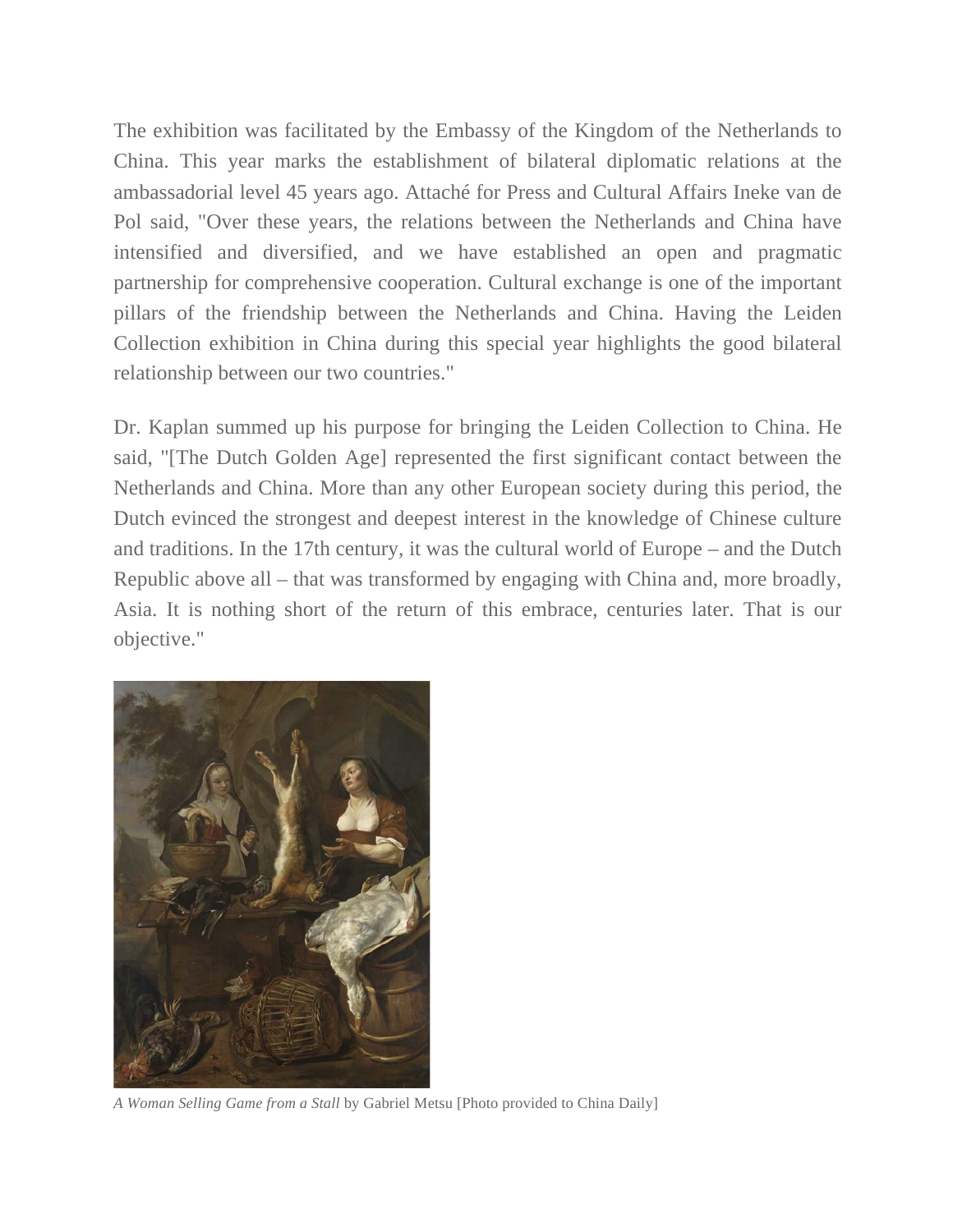The exhibition was facilitated by the Embassy of the Kingdom of the Netherlands to China. This year marks the establishment of bilateral diplomatic relations at the ambassadorial level 45 years ago. Attaché for Press and Cultural Affairs Ineke van de Pol said, "Over these years, the relations between the Netherlands and China have intensified and diversified, and we have established an open and pragmatic partnership for comprehensive cooperation. Cultural exchange is one of the important pillars of the friendship between the Netherlands and China. Having the Leiden Collection exhibition in China during this special year highlights the good bilateral relationship between our two countries."

Dr. Kaplan summed up his purpose for bringing the Leiden Collection to China. He said, "[The Dutch Golden Age] represented the first significant contact between the Netherlands and China. More than any other European society during this period, the Dutch evinced the strongest and deepest interest in the knowledge of Chinese culture and traditions. In the 17th century, it was the cultural world of Europe – and the Dutch Republic above all – that was transformed by engaging with China and, more broadly, Asia. It is nothing short of the return of this embrace, centuries later. That is our objective."

*A Woman Selling Game from a Stall* by Gabriel Metsu [Photo provided to China Daily]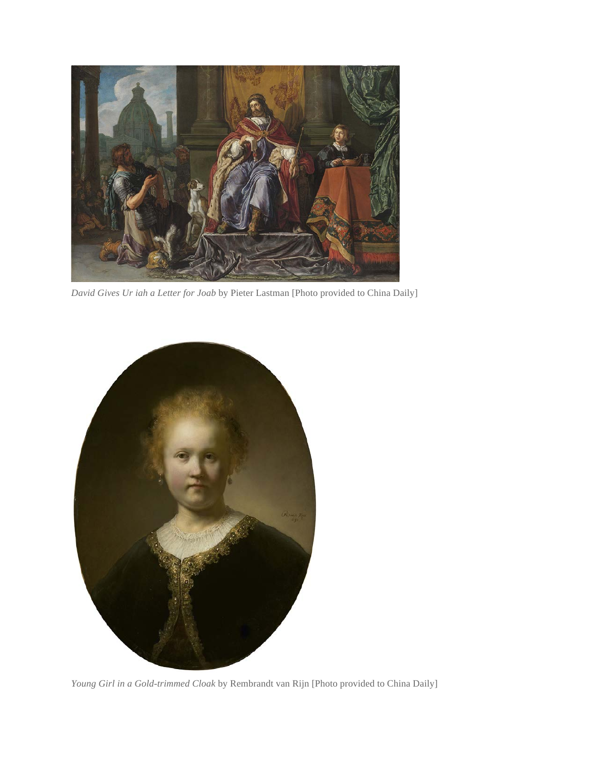*David Gives Ur iah a Letter for Joab* by Pieter Lastman [Photo provided to China Daily]

*Young Girl in a Gold-trimmed Cloak* by Rembrandt van Rijn [Photo provided to China Daily]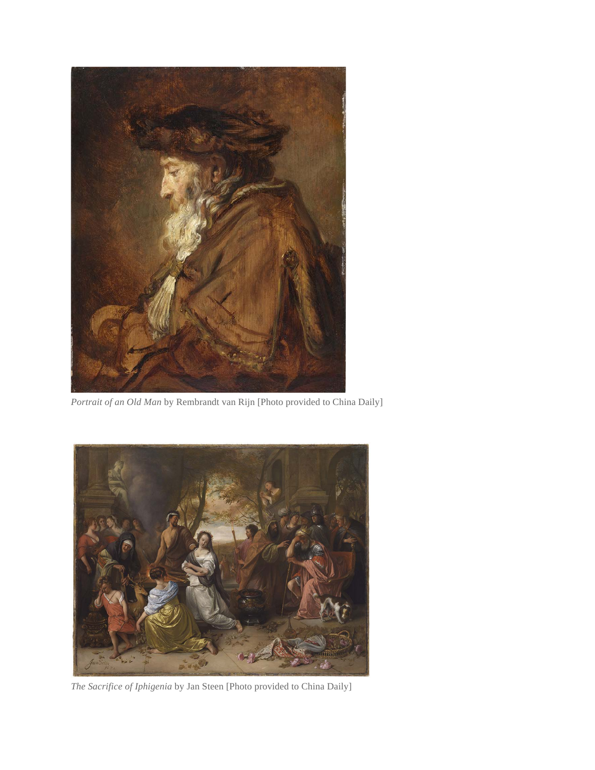*Portrait of an Old Man* by Rembrandt van Rijn [Photo provided to China Daily]

*The Sacrifice of Iphigenia* by Jan Steen [Photo provided to China Daily]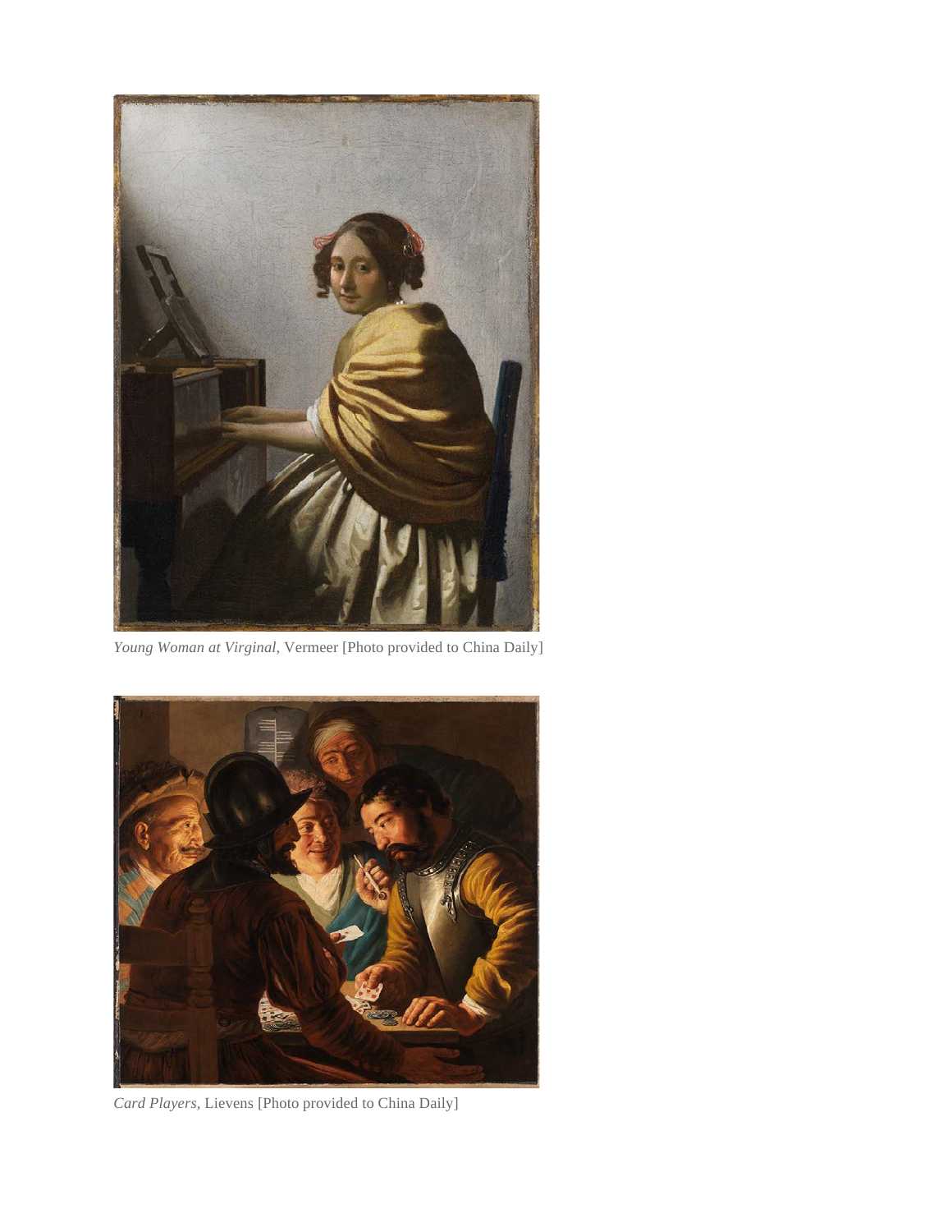*Young Woman at Virginal*, Vermeer [Photo provided to China Daily]

*Card Players*, Lievens [Photo provided to China Daily]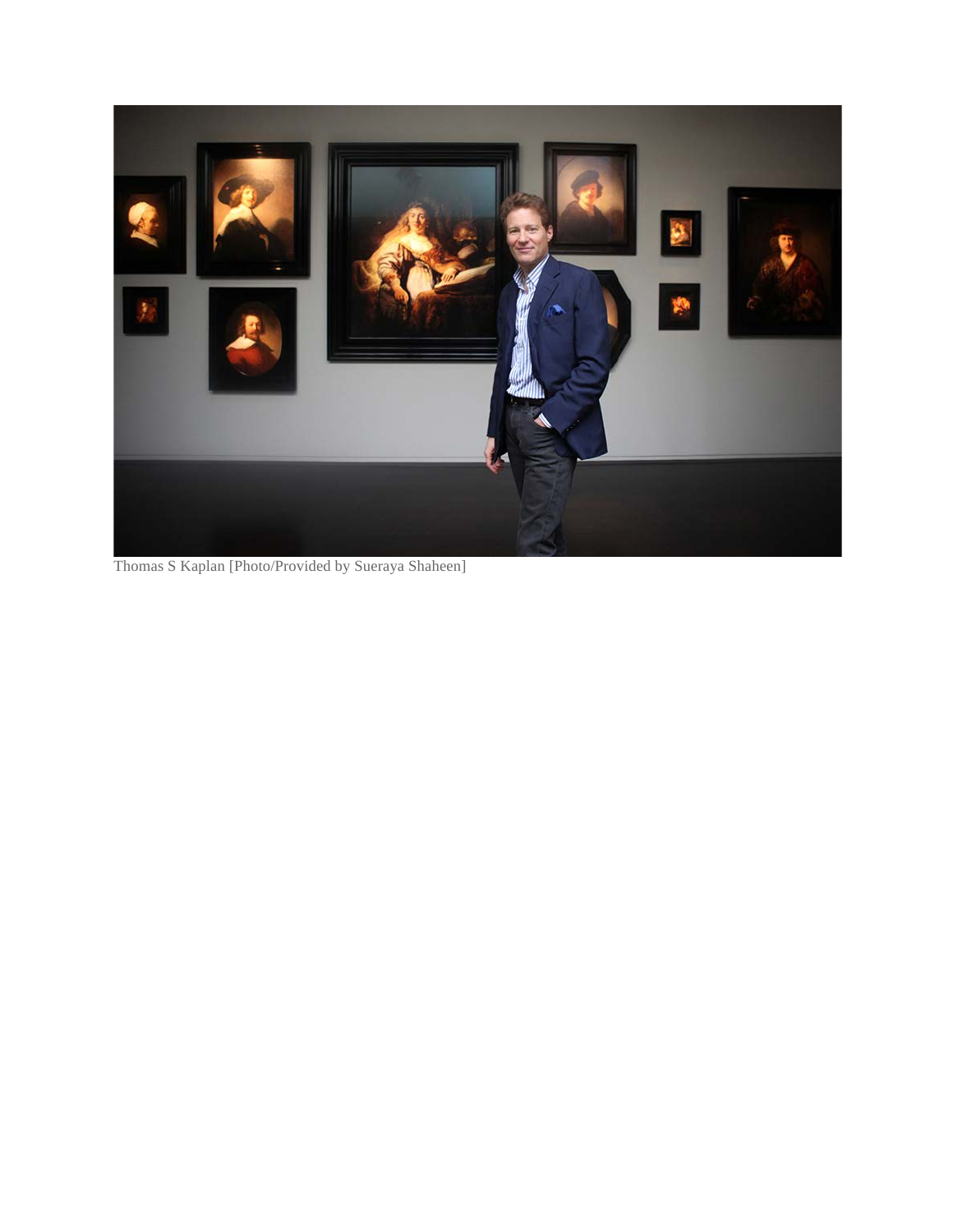Thomas S Kaplan [Photo/Provided by Sueraya Shaheen]